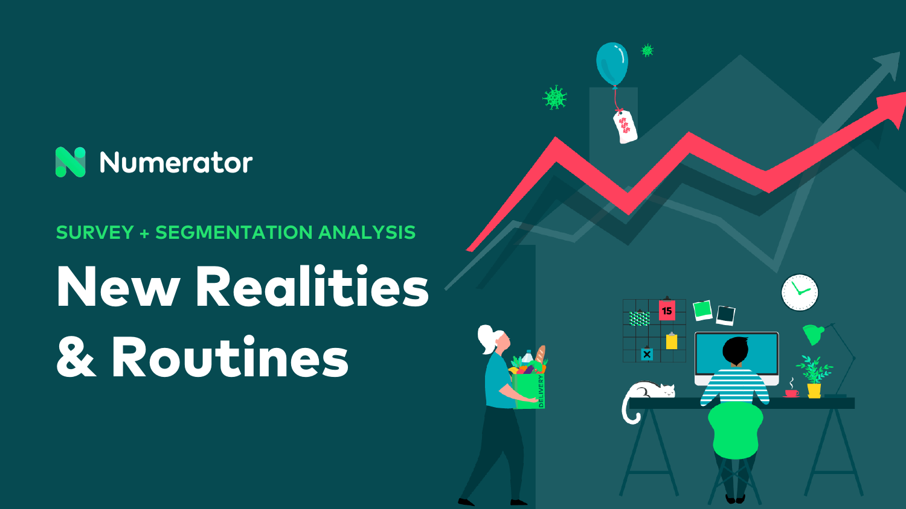Numerator

SURVEY + SEGMENTATION ANALYSIS

# New Realities & Routines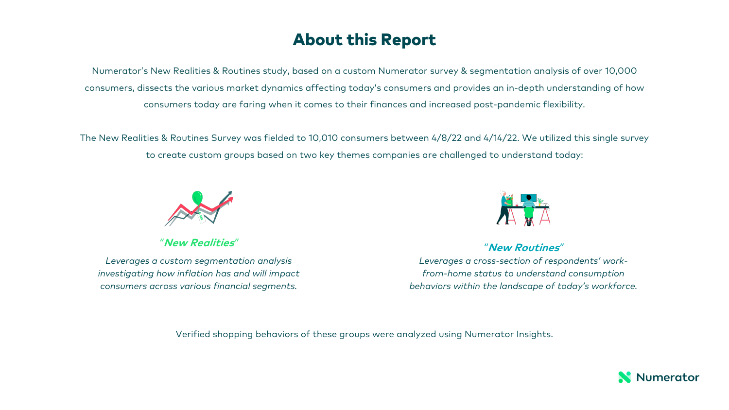# About this Report

Numerator's New Realities & Routines study, based on a custom Numerator survey & segmentation analysis of over 10,000 consumers, dissects the various market dynamics affecting today's consumers and provides an in-depth understanding of how consumers today are faring when it comes to their finances and increased post-pandemic flexibility.

The New Realities & Routines Survey was fielded to 10,010 consumers between 4/8/22 and 4/14/22. We utilized this single survey to create custom groups based on two key themes companies are challenged to understand today:

### *"**New Realities**"*

*Leverages a custom segmentation analysis investigating how inflation has and will impact consumers across various financial segments.*

### *"**New Routines**"*

*Leverages a cross-section of respondents' work-from-home status to understand consumption behaviors within the landscape of today's workforce.*

Verified shopping behaviors of these groups were analyzed using Numerator Insights.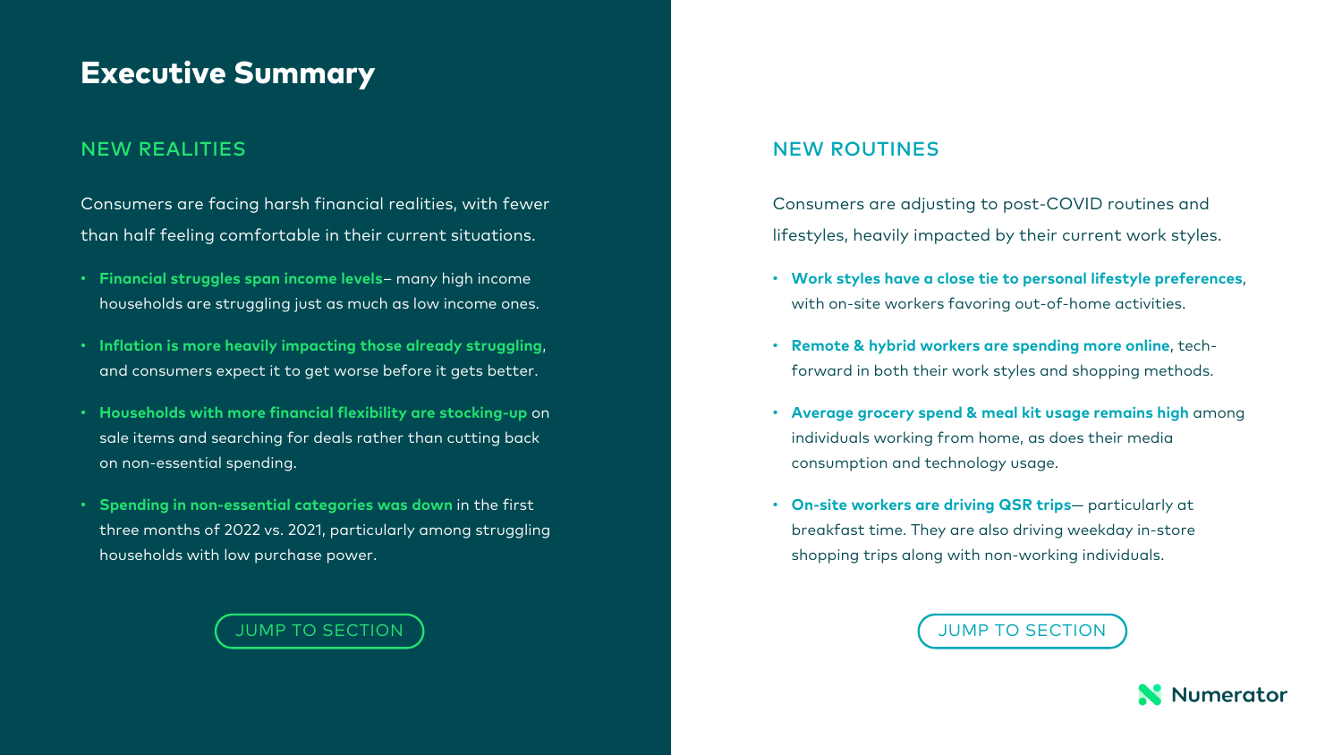# Executive Summary

## NEW REALITIES

Consumers are facing harsh financial realities, with fewer than half feeling comfortable in their current situations.

- **Financial struggles span income levels**– many high income households are struggling just as much as low income ones.
- **Inflation is more heavily impacting those already struggling**, and consumers expect it to get worse before it gets better.
- **Households with more financial flexibility are stocking-up** on sale items and searching for deals rather than cutting back on non-essential spending.
- **Spending in non-essential categories was down** in the first three months of 2022 vs. 2021, particularly among struggling households with low purchase power.

JUMP TO SECTION

## NEW ROUTINES

Consumers are adjusting to post-COVID routines and lifestyles, heavily impacted by their current work styles.

- **Work styles have a close tie to personal lifestyle preferences**, with on-site workers favoring out-of-home activities.
- **Remote & hybrid workers are spending more online**, tech-forward in both their work styles and shopping methods.
- **Average grocery spend & meal kit usage remains high** among individuals working from home, as does their media consumption and technology usage.
- **On-site workers are driving QSR trips**— particularly at breakfast time. They are also driving weekday in-store shopping trips along with non-working individuals.

JUMP TO SECTION

Numerator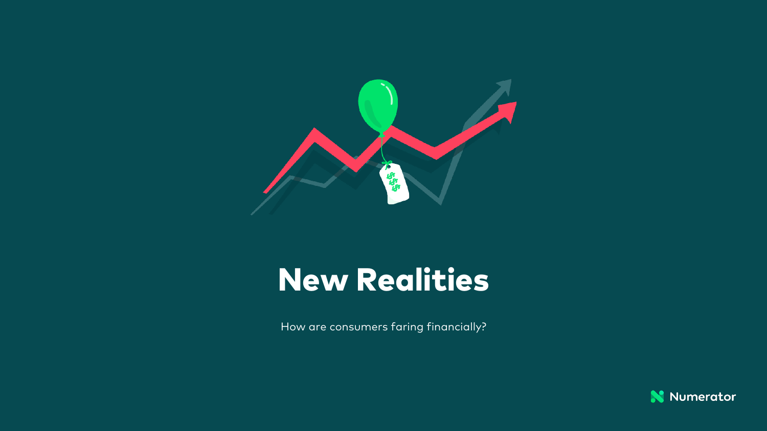# New Realities

How are consumers faring financially?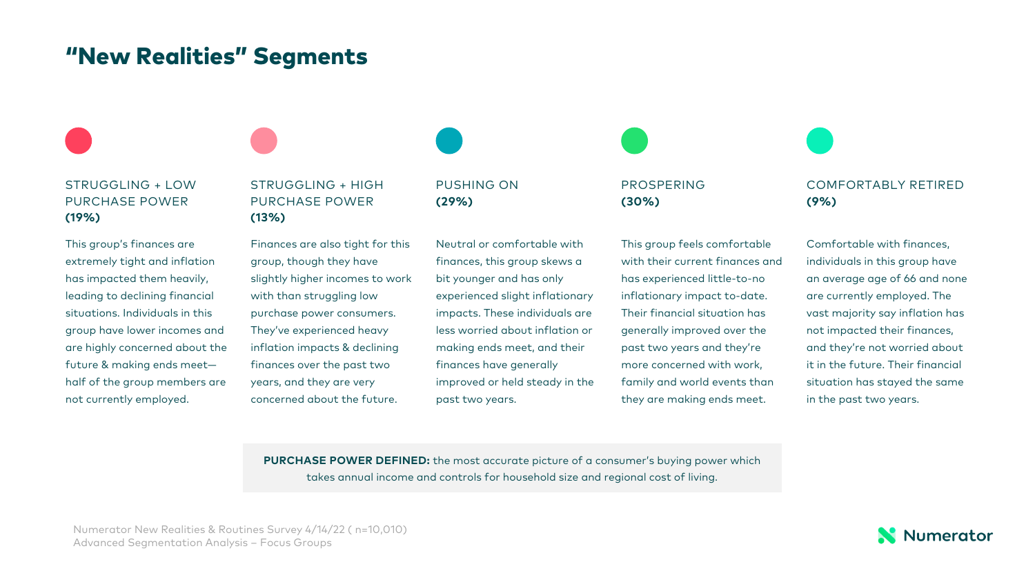# "New Realities" Segments

### STRUGGLING + LOW PURCHASE POWER **(19%)**

This group's finances are extremely tight and inflation has impacted them heavily, leading to declining financial situations. Individuals in this group have lower incomes and are highly concerned about the future & making ends meet—half of the group members are not currently employed.

### STRUGGLING + HIGH PURCHASE POWER **(13%)**

Finances are also tight for this group, though they have slightly higher incomes to work with than struggling low purchase power consumers. They've experienced heavy inflation impacts & declining finances over the past two years, and they are very concerned about the future.

### PUSHING ON **(29%)**

Neutral or comfortable with finances, this group skews a bit younger and has only experienced slight inflationary impacts. These individuals are less worried about inflation or making ends meet, and their finances have generally improved or held steady in the past two years.

### PROSPERING **(30%)**

This group feels comfortable with their current finances and has experienced little-to-no inflationary impact to-date. Their financial situation has generally improved over the past two years and they're more concerned with work, family and world events than they are making ends meet.

### COMFORTABLY RETIRED **(9%)**

Comfortable with finances, individuals in this group have an average age of 66 and none are currently employed. The vast majority say inflation has not impacted their finances, and they're not worried about it in the future. Their financial situation has stayed the same in the past two years.

**PURCHASE POWER DEFINED:** the most accurate picture of a consumer's buying power which takes annual income and controls for household size and regional cost of living.

Numerator New Realities & Routines Survey 4/14/22 ( n=10,010)
Advanced Segmentation Analysis – Focus Groups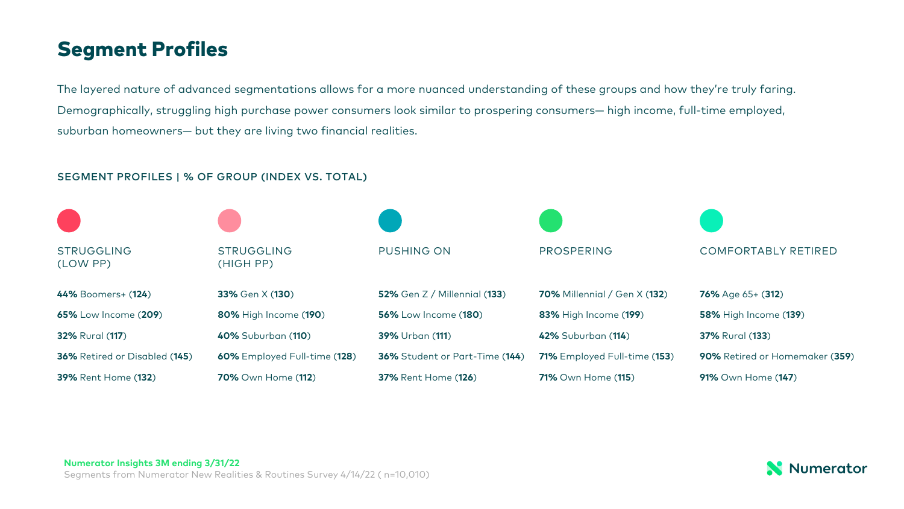# Segment Profiles

The layered nature of advanced segmentations allows for a more nuanced understanding of these groups and how they're truly faring. Demographically, struggling high purchase power consumers look similar to prospering consumers— high income, full-time employed, suburban homeowners— but they are living two financial realities.

### SEGMENT PROFILES | % OF GROUP (INDEX VS. TOTAL)

| STRUGGLING (LOW PP) | STRUGGLING (HIGH PP) | PUSHING ON | PROSPERING | COMFORTABLY RETIRED |
|---|---|---|---|---|
| **44%** Boomers+ (**124**) | **33%** Gen X (**130**) | **52%** Gen Z / Millennial (**133**) | **70%** Millennial / Gen X (**132**) | **76%** Age 65+ (**312**) |
| **65%** Low Income (**209**) | **80%** High Income (**190**) | **56%** Low Income (**180**) | **83%** High Income (**199**) | **58%** High Income (**139**) |
| **32%** Rural (**117**) | **40%** Suburban (**110**) | **39%** Urban (**111**) | **42%** Suburban (**114**) | **37%** Rural (**133**) |
| **36%** Retired or Disabled (**145**) | **60%** Employed Full-time (**128**) | **36%** Student or Part-Time (**144**) | **71%** Employed Full-time (**153**) | **90%** Retired or Homemaker (**359**) |
| **39%** Rent Home (**132**) | **70%** Own Home (**112**) | **37%** Rent Home (**126**) | **71%** Own Home (**115**) | **91%** Own Home (**147**) |

**Numerator Insights 3M ending 3/31/22**
Segments from Numerator New Realities & Routines Survey 4/14/22 ( n=10,010)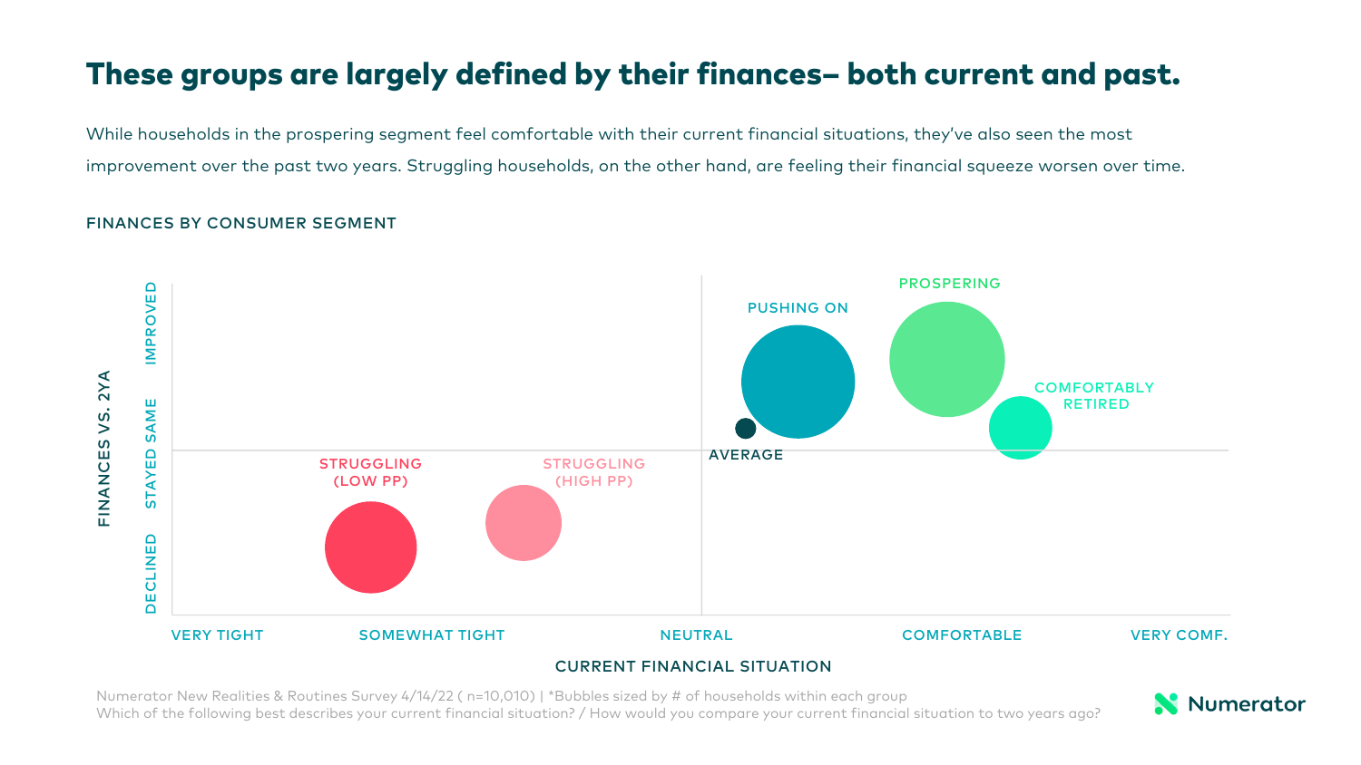# These groups are largely defined by their finances– both current and past.

While households in the prospering segment feel comfortable with their current financial situations, they've also seen the most improvement over the past two years. Struggling households, on the other hand, are feeling their financial squeeze worsen over time.

FINANCES BY CONSUMER SEGMENT

FINANCES VS. 2YA: IMPROVED / STAYED SAME / DECLINED

CURRENT FINANCIAL SITUATION: VERY TIGHT / SOMEWHAT TIGHT / NEUTRAL / COMFORTABLE / VERY COMF.

Segments: STRUGGLING (LOW PP), STRUGGLING (HIGH PP), AVERAGE, PUSHING ON, PROSPERING, COMFORTABLY RETIRED

Numerator New Realities & Routines Survey 4/14/22 ( n=10,010) | *Bubbles sized by # of households within each group
Which of the following best describes your current financial situation? / How would you compare your current financial situation to two years ago?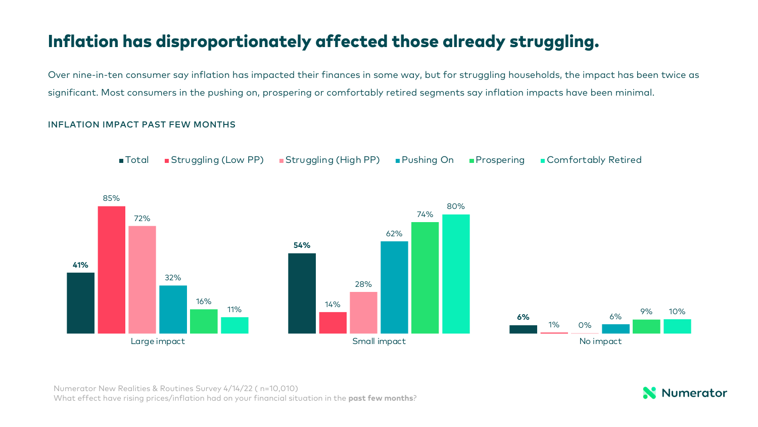# Inflation has disproportionately affected those already struggling.

Over nine-in-ten consumer say inflation has impacted their finances in some way, but for struggling households, the impact has been twice as significant. Most consumers in the pushing on, prospering or comfortably retired segments say inflation impacts have been minimal.

### INFLATION IMPACT PAST FEW MONTHS

| | Total | Struggling (Low PP) | Struggling (High PP) | Pushing On | Prospering | Comfortably Retired |
|---|---|---|---|---|---|---|
| Large impact | **41%** | 85% | 72% | 32% | 16% | 11% |
| Small impact | **54%** | 14% | 28% | 62% | 74% | 80% |
| No impact | **6%** | 1% | 0% | 6% | 9% | 10% |

Numerator New Realities & Routines Survey 4/14/22 ( n=10,010)
What effect have rising prices/inflation had on your financial situation in the **past few months**?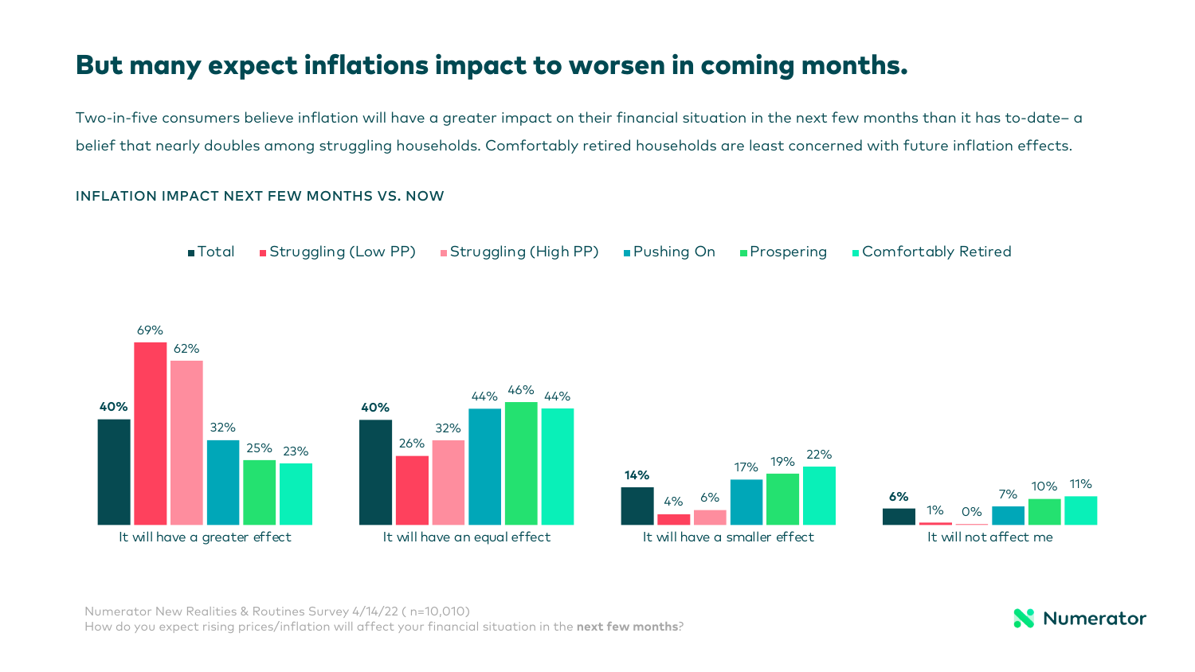# But many expect inflations impact to worsen in coming months.

Two-in-five consumers believe inflation will have a greater impact on their financial situation in the next few months than it has to-date– a belief that nearly doubles among struggling households. Comfortably retired households are least concerned with future inflation effects.

### INFLATION IMPACT NEXT FEW MONTHS VS. NOW

| | Total | Struggling (Low PP) | Struggling (High PP) | Pushing On | Prospering | Comfortably Retired |
|---|---|---|---|---|---|---|
| It will have a greater effect | 40% | 69% | 62% | 32% | 25% | 23% |
| It will have an equal effect | 40% | 26% | 32% | 44% | 46% | 44% |
| It will have a smaller effect | 14% | 4% | 6% | 17% | 19% | 22% |
| It will not affect me | 6% | 1% | 0% | 7% | 10% | 11% |

Numerator New Realities & Routines Survey 4/14/22 ( n=10,010)
How do you expect rising prices/inflation will affect your financial situation in the **next few months**?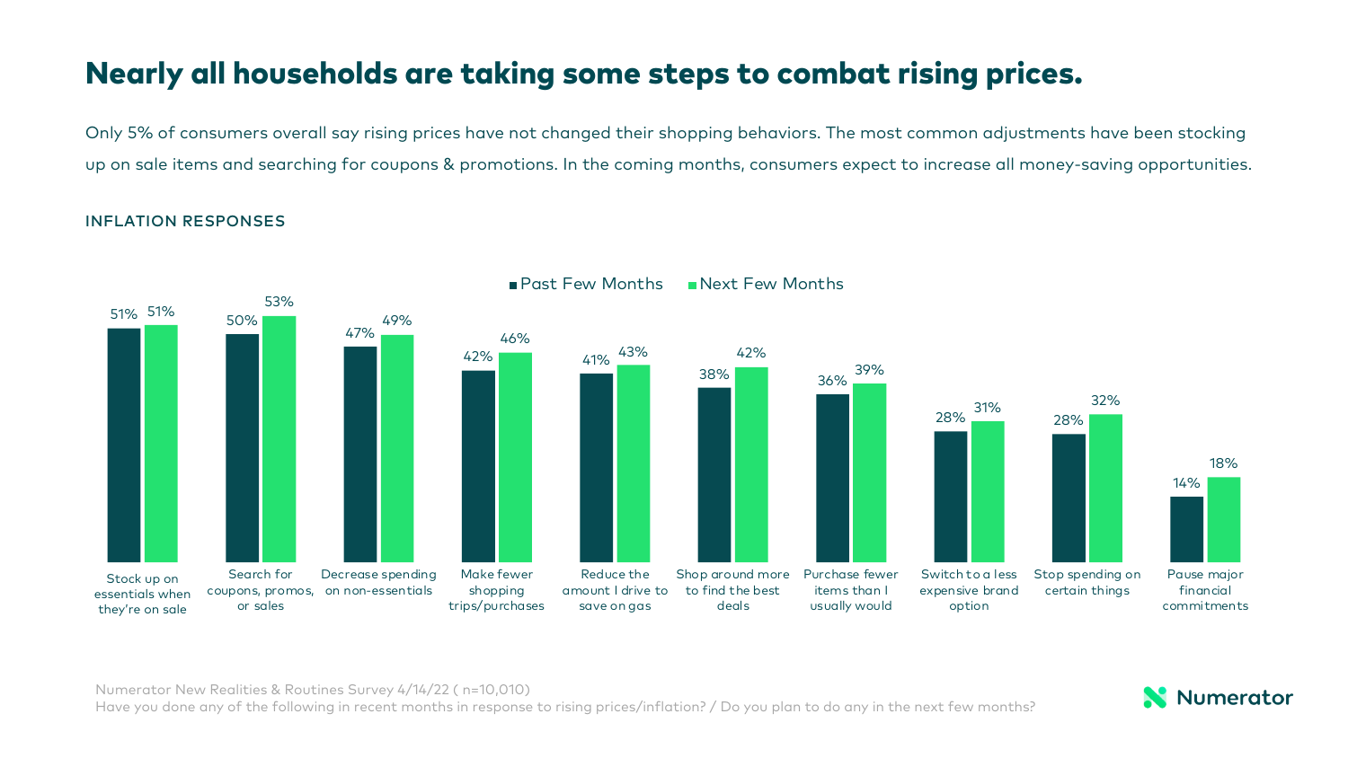# Nearly all households are taking some steps to combat rising prices.

Only 5% of consumers overall say rising prices have not changed their shopping behaviors. The most common adjustments have been stocking up on sale items and searching for coupons & promotions. In the coming months, consumers expect to increase all money-saving opportunities.

**INFLATION RESPONSES**

| Response | Past Few Months | Next Few Months |
| --- | --- | --- |
| Stock up on essentials when they're on sale | 51% | 51% |
| Search for coupons, promos, or sales | 50% | 53% |
| Decrease spending on non-essentials | 47% | 49% |
| Make fewer shopping trips/purchases | 42% | 46% |
| Reduce the amount I drive to save on gas | 41% | 43% |
| Shop around more to find the best deals | 38% | 42% |
| Purchase fewer items than I usually would | 36% | 39% |
| Switch to a less expensive brand option | 28% | 31% |
| Stop spending on certain things | 28% | 32% |
| Pause major financial commitments | 14% | 18% |

Numerator New Realities & Routines Survey 4/14/22 ( n=10,010)
Have you done any of the following in recent months in response to rising prices/inflation? / Do you plan to do any in the next few months?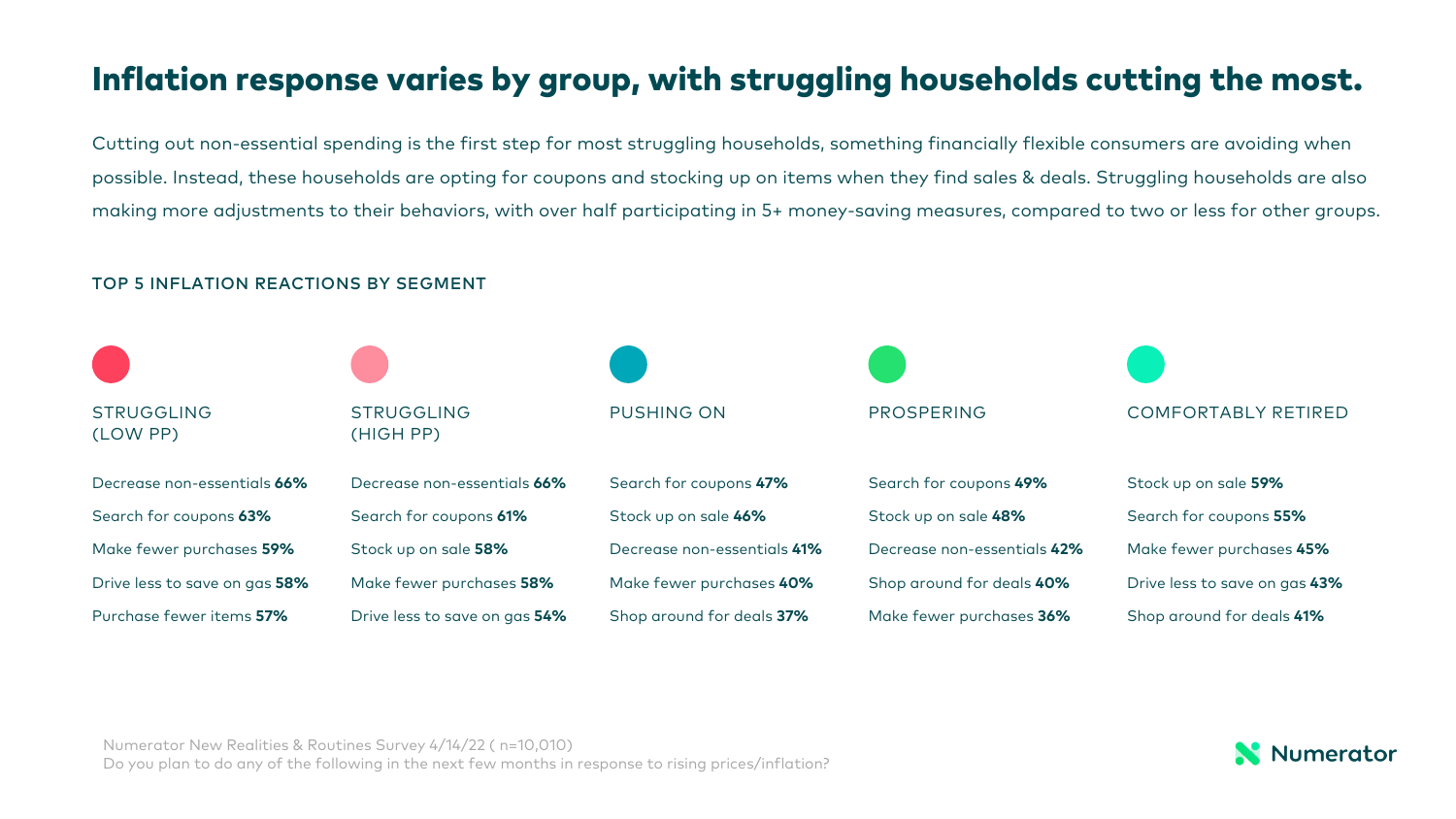# Inflation response varies by group, with struggling households cutting the most.

Cutting out non-essential spending is the first step for most struggling households, something financially flexible consumers are avoiding when possible. Instead, these households are opting for coupons and stocking up on items when they find sales & deals. Struggling households are also making more adjustments to their behaviors, with over half participating in 5+ money-saving measures, compared to two or less for other groups.

## TOP 5 INFLATION REACTIONS BY SEGMENT

### STRUGGLING (LOW PP)

- Decrease non-essentials **66%**
- Search for coupons **63%**
- Make fewer purchases **59%**
- Drive less to save on gas **58%**
- Purchase fewer items **57%**

### STRUGGLING (HIGH PP)

- Decrease non-essentials **66%**
- Search for coupons **61%**
- Stock up on sale **58%**
- Make fewer purchases **58%**
- Drive less to save on gas **54%**

### PUSHING ON

- Search for coupons **47%**
- Stock up on sale **46%**
- Decrease non-essentials **41%**
- Make fewer purchases **40%**
- Shop around for deals **37%**

### PROSPERING

- Search for coupons **49%**
- Stock up on sale **48%**
- Decrease non-essentials **42%**
- Shop around for deals **40%**
- Make fewer purchases **36%**

### COMFORTABLY RETIRED

- Stock up on sale **59%**
- Search for coupons **55%**
- Make fewer purchases **45%**
- Drive less to save on gas **43%**
- Shop around for deals **41%**

Numerator New Realities & Routines Survey 4/14/22 ( n=10,010)
Do you plan to do any of the following in the next few months in response to rising prices/inflation?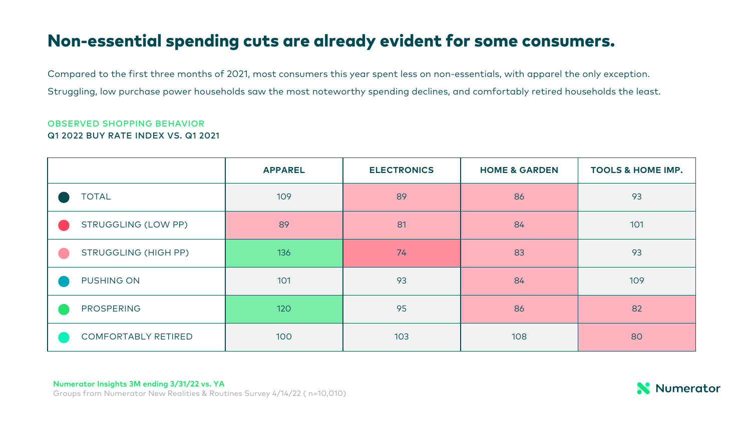# Non-essential spending cuts are already evident for some consumers.

Compared to the first three months of 2021, most consumers this year spent less on non-essentials, with apparel the only exception.

Struggling, low purchase power households saw the most noteworthy spending declines, and comfortably retired households the least.

OBSERVED SHOPPING BEHAVIOR
**Q1 2022 BUY RATE INDEX VS. Q1 2021**

| | APPAREL | ELECTRONICS | HOME & GARDEN | TOOLS & HOME IMP. |
|---|---|---|---|---|
| TOTAL | 109 | 89 | 86 | 93 |
| STRUGGLING (LOW PP) | 89 | 81 | 84 | 101 |
| STRUGGLING (HIGH PP) | 136 | 74 | 83 | 93 |
| PUSHING ON | 101 | 93 | 84 | 109 |
| PROSPERING | 120 | 95 | 86 | 82 |
| COMFORTABLY RETIRED | 100 | 103 | 108 | 80 |

**Numerator Insights 3M ending 3/31/22 vs. YA**
Groups from Numerator New Realities & Routines Survey 4/14/22 ( n=10,010)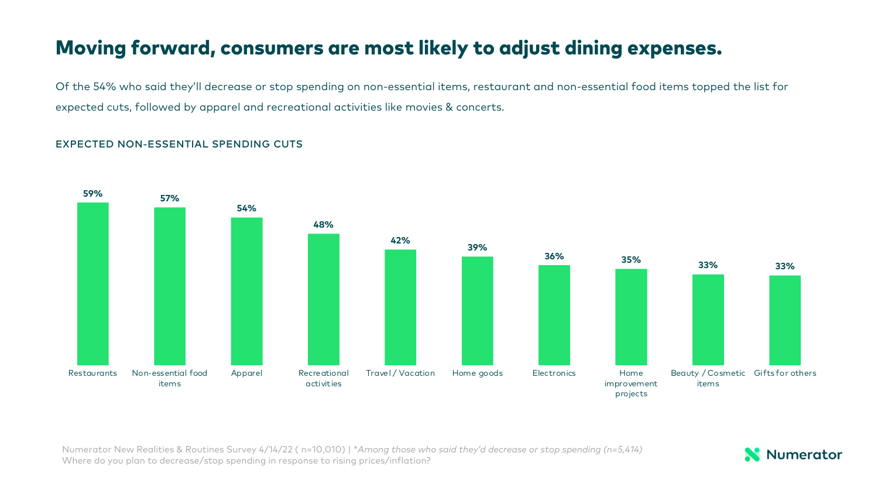# Moving forward, consumers are most likely to adjust dining expenses.

Of the 54% who said they'll decrease or stop spending on non-essential items, restaurant and non-essential food items topped the list for expected cuts, followed by apparel and recreational activities like movies & concerts.

### EXPECTED NON-ESSENTIAL SPENDING CUTS

| Category | % |
|---|---|
| Restaurants | 59% |
| Non-essential food items | 57% |
| Apparel | 54% |
| Recreational activities | 48% |
| Travel / Vacation | 42% |
| Home goods | 39% |
| Electronics | 36% |
| Home improvement projects | 35% |
| Beauty / Cosmetic items | 33% |
| Gifts for others | 33% |

Numerator New Realities & Routines Survey 4/14/22 ( n=10,010) | **Among those who said they'd decrease or stop spending (n=5,414)*
Where do you plan to decrease/stop spending in response to rising prices/inflation?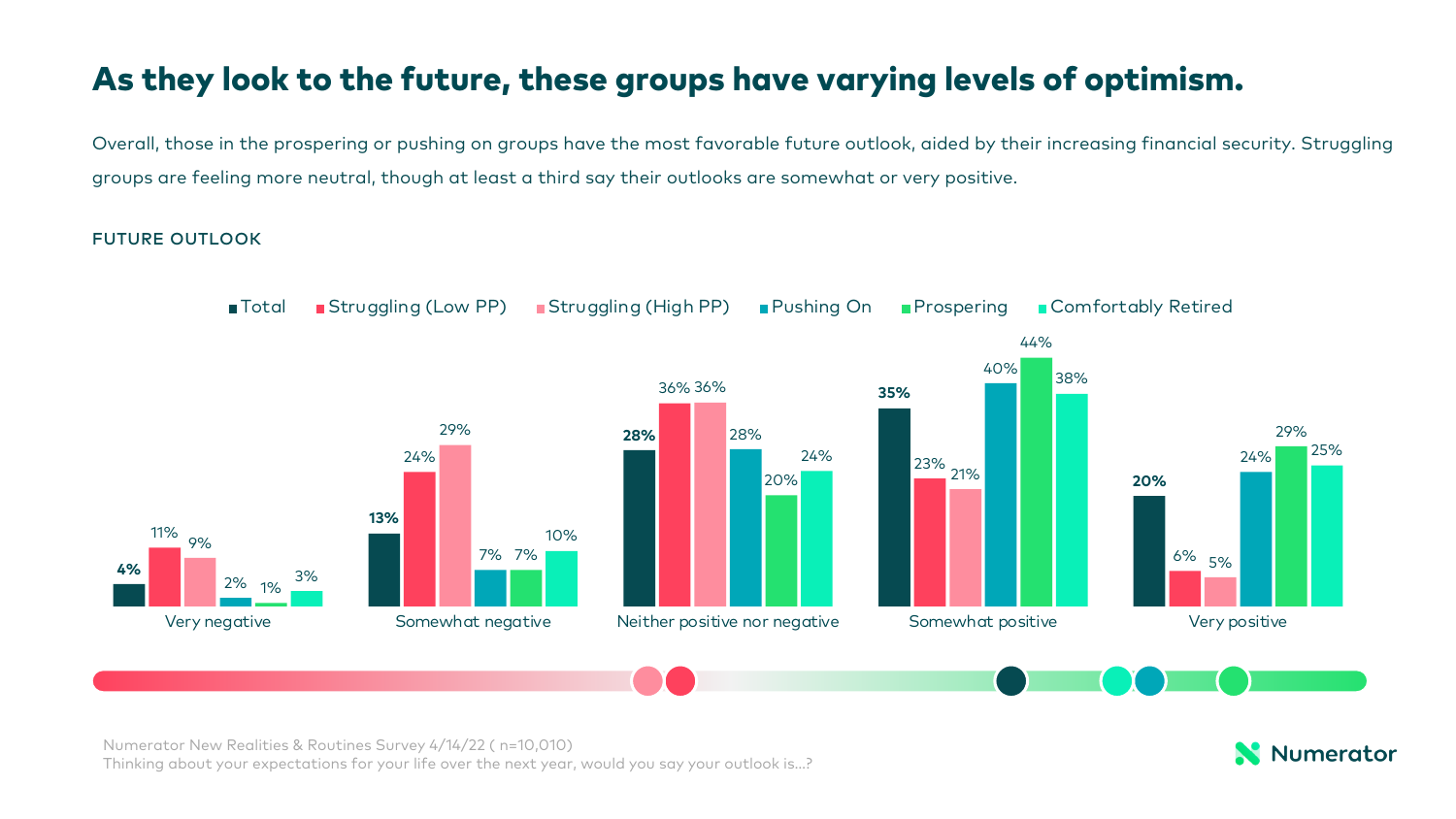# As they look to the future, these groups have varying levels of optimism.

Overall, those in the prospering or pushing on groups have the most favorable future outlook, aided by their increasing financial security. Struggling groups are feeling more neutral, though at least a third say their outlooks are somewhat or very positive.

FUTURE OUTLOOK

| | Total | Struggling (Low PP) | Struggling (High PP) | Pushing On | Prospering | Comfortably Retired |
|---|---|---|---|---|---|---|
| Very negative | 4% | 11% | 9% | 2% | 1% | 3% |
| Somewhat negative | 13% | 24% | 29% | 7% | 7% | 10% |
| Neither positive nor negative | 28% | 36% | 36% | 28% | 20% | 24% |
| Somewhat positive | 35% | 23% | 21% | 40% | 44% | 38% |
| Very positive | 20% | 6% | 5% | 24% | 29% | 25% |

Numerator New Realities & Routines Survey 4/14/22 ( n=10,010)
Thinking about your expectations for your life over the next year, would you say your outlook is...?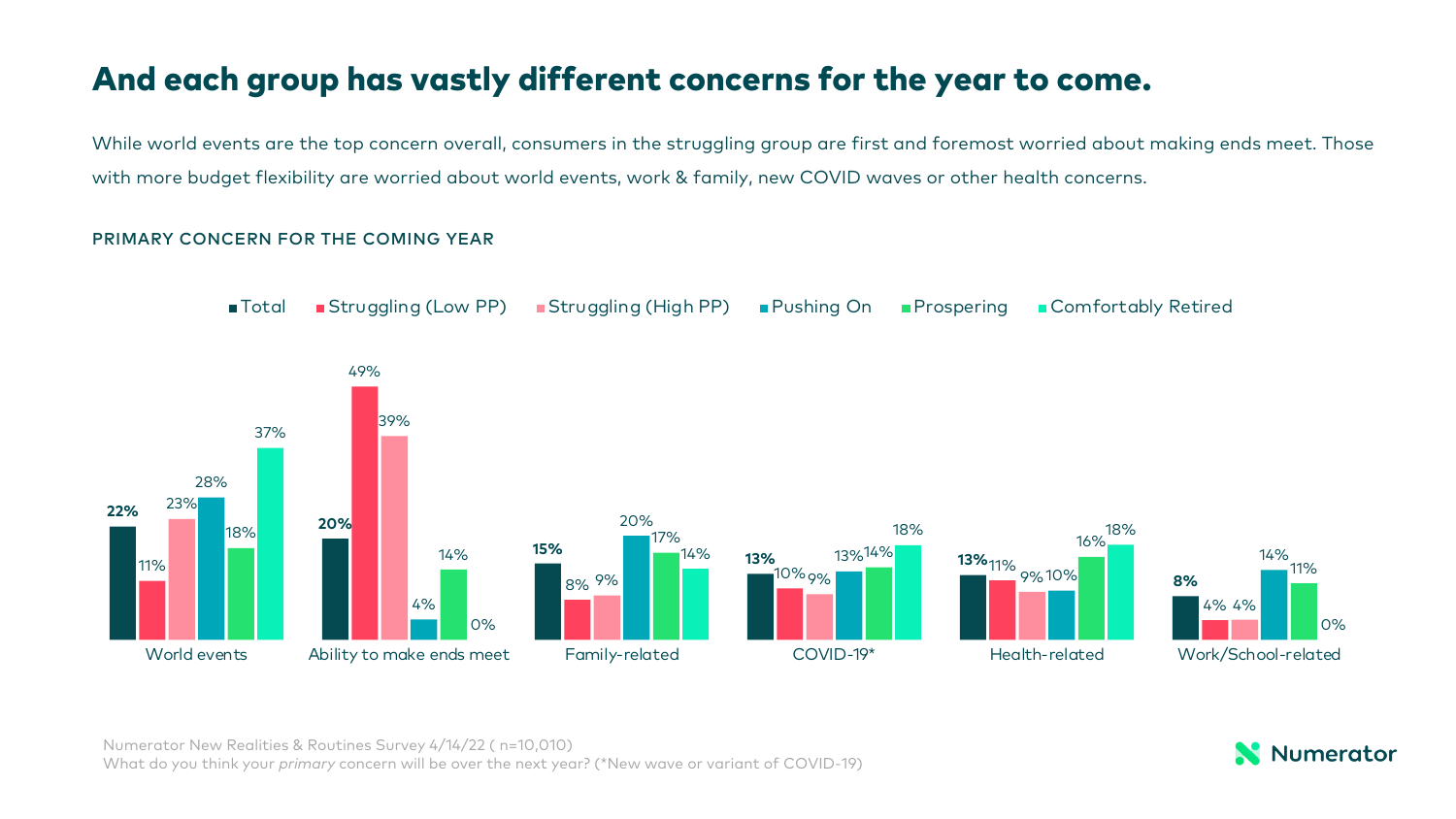# And each group has vastly different concerns for the year to come.

While world events are the top concern overall, consumers in the struggling group are first and foremost worried about making ends meet. Those with more budget flexibility are worried about world events, work & family, new COVID waves or other health concerns.

### PRIMARY CONCERN FOR THE COMING YEAR

| | Total | Struggling (Low PP) | Struggling (High PP) | Pushing On | Prospering | Comfortably Retired |
|---|---|---|---|---|---|---|
| World events | **22%** | 11% | 23% | 28% | 18% | 37% |
| Ability to make ends meet | **20%** | 49% | 39% | 4% | 14% | 0% |
| Family-related | **15%** | 8% | 9% | 20% | 17% | 14% |
| COVID-19* | **13%** | 10% | 9% | 13% | 14% | 18% |
| Health-related | **13%** | 11% | 9% | 10% | 16% | 18% |
| Work/School-related | **8%** | 4% | 4% | 14% | 11% | 0% |

Numerator New Realities & Routines Survey 4/14/22 ( n=10,010)
What do you think your *primary* concern will be over the next year? (*New wave or variant of COVID-19)

Numerator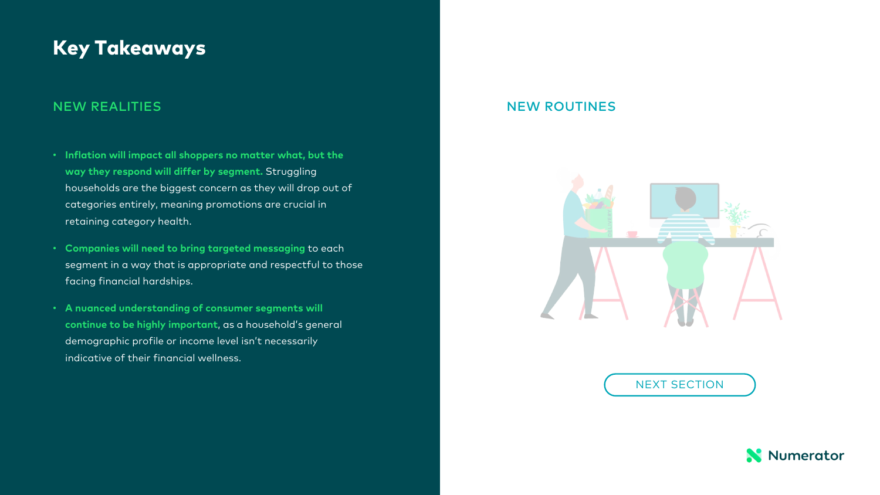# Key Takeaways

## NEW REALITIES

- **Inflation will impact all shoppers no matter what, but the way they respond will differ by segment.** Struggling households are the biggest concern as they will drop out of categories entirely, meaning promotions are crucial in retaining category health.
- **Companies will need to bring targeted messaging** to each segment in a way that is appropriate and respectful to those facing financial hardships.
- **A nuanced understanding of consumer segments will continue to be highly important**, as a household's general demographic profile or income level isn't necessarily indicative of their financial wellness.

## NEW ROUTINES

NEXT SECTION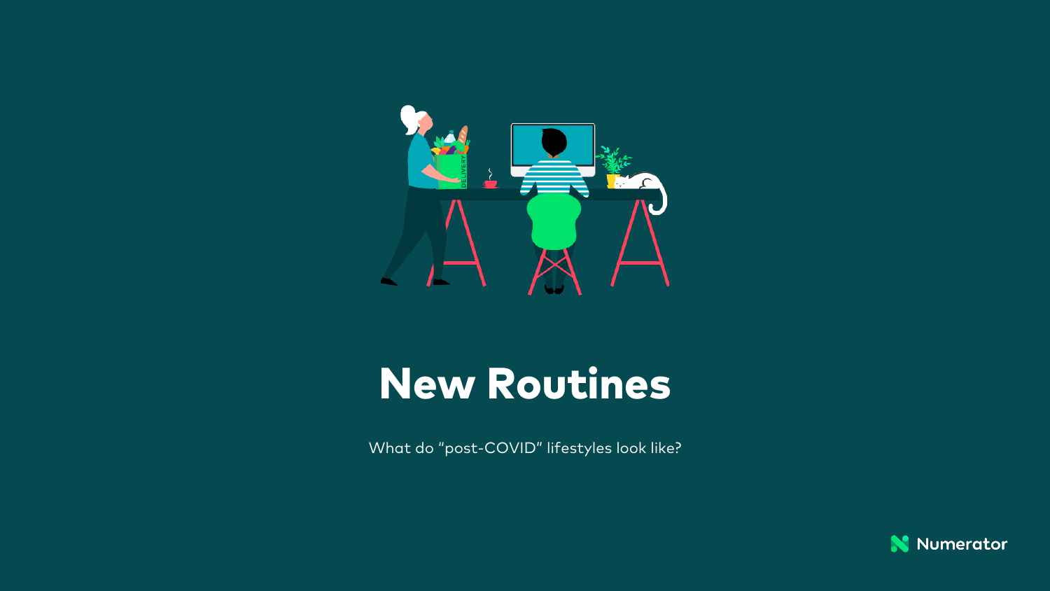# New Routines

What do "post-COVID" lifestyles look like?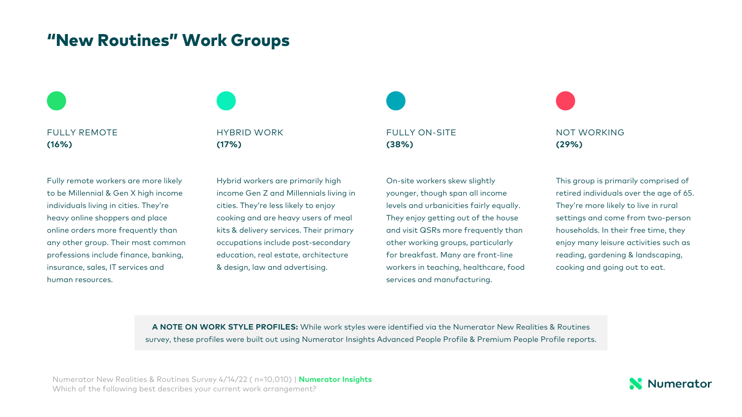# "New Routines" Work Groups

### FULLY REMOTE
**(16%)**

Fully remote workers are more likely to be Millennial & Gen X high income individuals living in cities. They're heavy online shoppers and place online orders more frequently than any other group. Their most common professions include finance, banking, insurance, sales, IT services and human resources.

### HYBRID WORK
**(17%)**

Hybrid workers are primarily high income Gen Z and Millennials living in cities. They're less likely to enjoy cooking and are heavy users of meal kits & delivery services. Their primary occupations include post-secondary education, real estate, architecture & design, law and advertising.

### FULLY ON-SITE
**(38%)**

On-site workers skew slightly younger, though span all income levels and urbanicities fairly equally. They enjoy getting out of the house and visit QSRs more frequently than other working groups, particularly for breakfast. Many are front-line workers in teaching, healthcare, food services and manufacturing.

### NOT WORKING
**(29%)**

This group is primarily comprised of retired individuals over the age of 65. They're more likely to live in rural settings and come from two-person households. In their free time, they enjoy many leisure activities such as reading, gardening & landscaping, cooking and going out to eat.

**A NOTE ON WORK STYLE PROFILES:** While work styles were identified via the Numerator New Realities & Routines survey, these profiles were built out using Numerator Insights Advanced People Profile & Premium People Profile reports.

Numerator New Realities & Routines Survey 4/14/22 ( n=10,010) | **Numerator Insights**
Which of the following best describes your current work arrangement?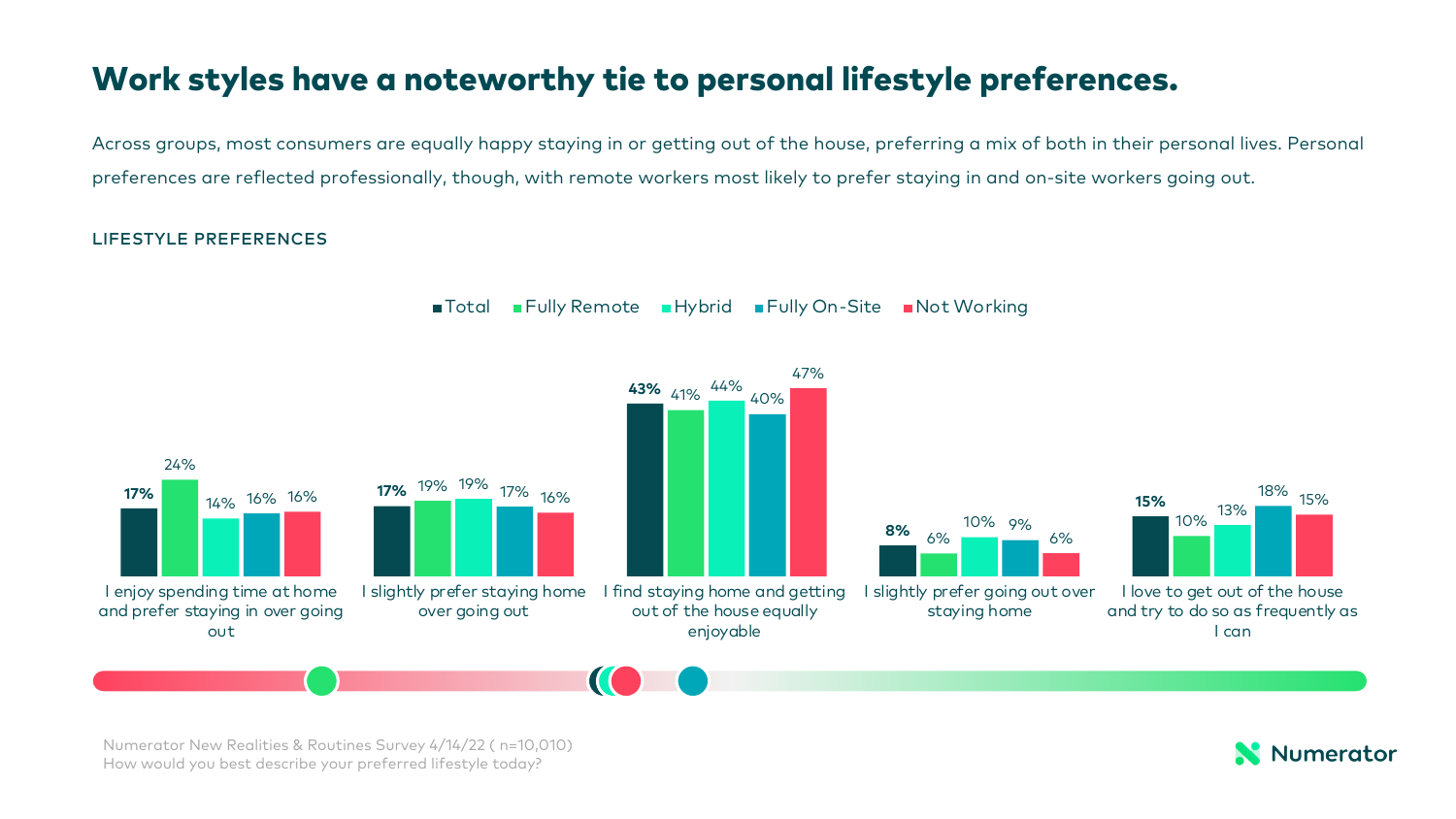# Work styles have a noteworthy tie to personal lifestyle preferences.

Across groups, most consumers are equally happy staying in or getting out of the house, preferring a mix of both in their personal lives. Personal preferences are reflected professionally, though, with remote workers most likely to prefer staying in and on-site workers going out.

## LIFESTYLE PREFERENCES

| | Total | Fully Remote | Hybrid | Fully On-Site | Not Working |
|---|---|---|---|---|---|
| I enjoy spending time at home and prefer staying in over going out | **17%** | 24% | 14% | 16% | 16% |
| I slightly prefer staying home over going out | **17%** | 19% | 19% | 17% | 16% |
| I find staying home and getting out of the house equally enjoyable | **43%** | 41% | 44% | 40% | 47% |
| I slightly prefer going out over staying home | **8%** | 6% | 10% | 9% | 6% |
| I love to get out of the house and try to do so as frequently as I can | **15%** | 10% | 13% | 18% | 15% |

Numerator New Realities & Routines Survey 4/14/22 ( n=10,010)
How would you best describe your preferred lifestyle today?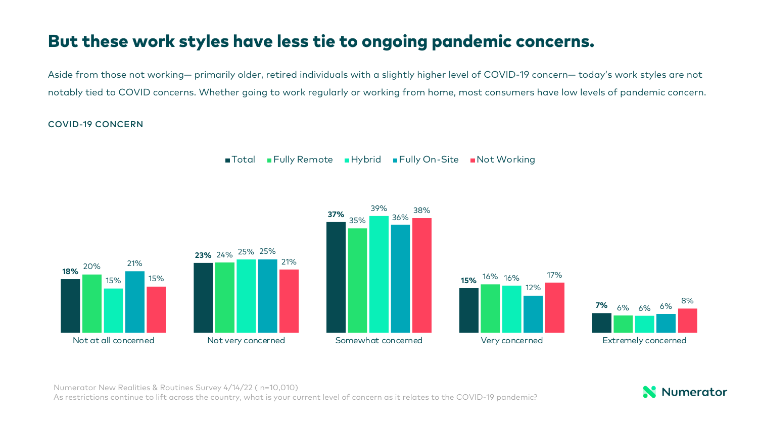# But these work styles have less tie to ongoing pandemic concerns.

Aside from those not working— primarily older, retired individuals with a slightly higher level of COVID-19 concern— today's work styles are not notably tied to COVID concerns. Whether going to work regularly or working from home, most consumers have low levels of pandemic concern.

**COVID-19 CONCERN**

| | Total | Fully Remote | Hybrid | Fully On-Site | Not Working |
|---|---|---|---|---|---|
| Not at all concerned | 18% | 20% | 15% | 21% | 15% |
| Not very concerned | 23% | 24% | 25% | 25% | 21% |
| Somewhat concerned | 37% | 35% | 39% | 36% | 38% |
| Very concerned | 15% | 16% | 16% | 12% | 17% |
| Extremely concerned | 7% | 6% | 6% | 6% | 8% |

Numerator New Realities & Routines Survey 4/14/22 ( n=10,010)
As restrictions continue to lift across the country, what is your current level of concern as it relates to the COVID-19 pandemic?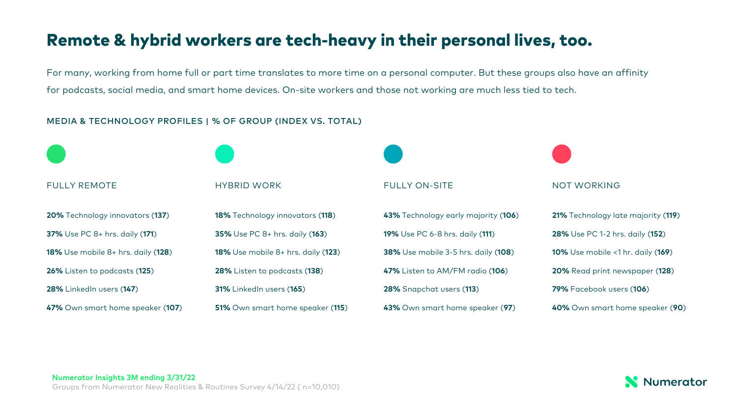# Remote & hybrid workers are tech-heavy in their personal lives, too.

For many, working from home full or part time translates to more time on a personal computer. But these groups also have an affinity for podcasts, social media, and smart home devices. On-site workers and those not working are much less tied to tech.

MEDIA & TECHNOLOGY PROFILES | % OF GROUP (INDEX VS. TOTAL)

| FULLY REMOTE | HYBRID WORK | FULLY ON-SITE | NOT WORKING |
|---|---|---|---|
| **20%** Technology innovators (**137**) | **18%** Technology innovators (**118**) | **43%** Technology early majority (**106**) | **21%** Technology late majority (**119**) |
| **37%** Use PC 8+ hrs. daily (**171**) | **35%** Use PC 8+ hrs. daily (**163**) | **19%** Use PC 6-8 hrs. daily (**111**) | **28%** Use PC 1-2 hrs. daily (**152**) |
| **18%** Use mobile 8+ hrs. daily (**128**) | **18%** Use mobile 8+ hrs. daily (**123**) | **38%** Use mobile 3-5 hrs. daily (**108**) | **10%** Use mobile <1 hr. daily (**169**) |
| **26%** Listen to podcasts (**125**) | **28%** Listen to podcasts (**138**) | **47%** Listen to AM/FM radio (**106**) | **20%** Read print newspaper (**128**) |
| **28%** LinkedIn users (**147**) | **31%** LinkedIn users (**165**) | **28%** Snapchat users (**113**) | **79%** Facebook users (**106**) |
| **47%** Own smart home speaker (**107**) | **51%** Own smart home speaker (**115**) | **43%** Own smart home speaker (**97**) | **40%** Own smart home speaker (**90**) |

**Numerator Insights 3M ending 3/31/22**
Groups from Numerator New Realities & Routines Survey 4/14/22 ( n=10,010)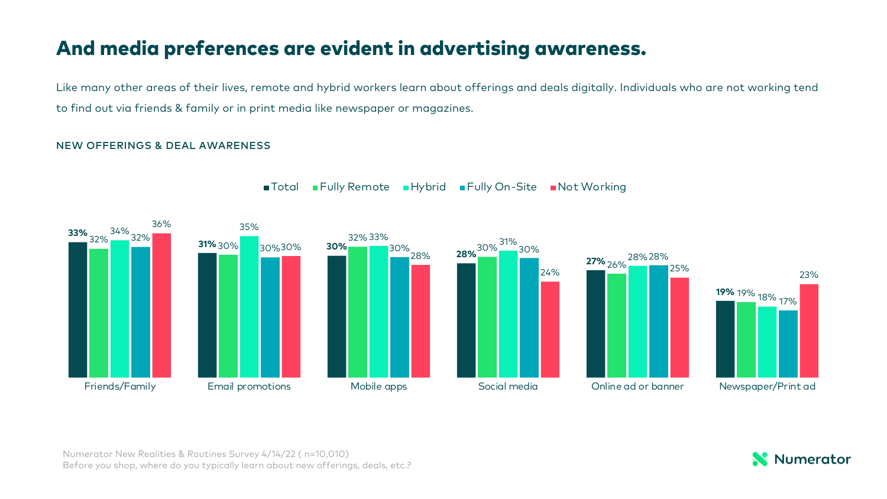# And media preferences are evident in advertising awareness.

Like many other areas of their lives, remote and hybrid workers learn about offerings and deals digitally. Individuals who are not working tend to find out via friends & family or in print media like newspaper or magazines.

## NEW OFFERINGS & DEAL AWARENESS

| | Total | Fully Remote | Hybrid | Fully On-Site | Not Working |
|---|---|---|---|---|---|
| Friends/Family | **33%** | 32% | 34% | 32% | 36% |
| Email promotions | **31%** | 30% | 35% | 30% | 30% |
| Mobile apps | **30%** | 32% | 33% | 30% | 28% |
| Social media | **28%** | 30% | 31% | 30% | 24% |
| Online ad or banner | **27%** | 26% | 28% | 28% | 25% |
| Newspaper/Print ad | **19%** | 19% | 18% | 17% | 23% |

Numerator New Realities & Routines Survey 4/14/22 ( n=10,010)
Before you shop, where do you typically learn about new offerings, deals, etc.?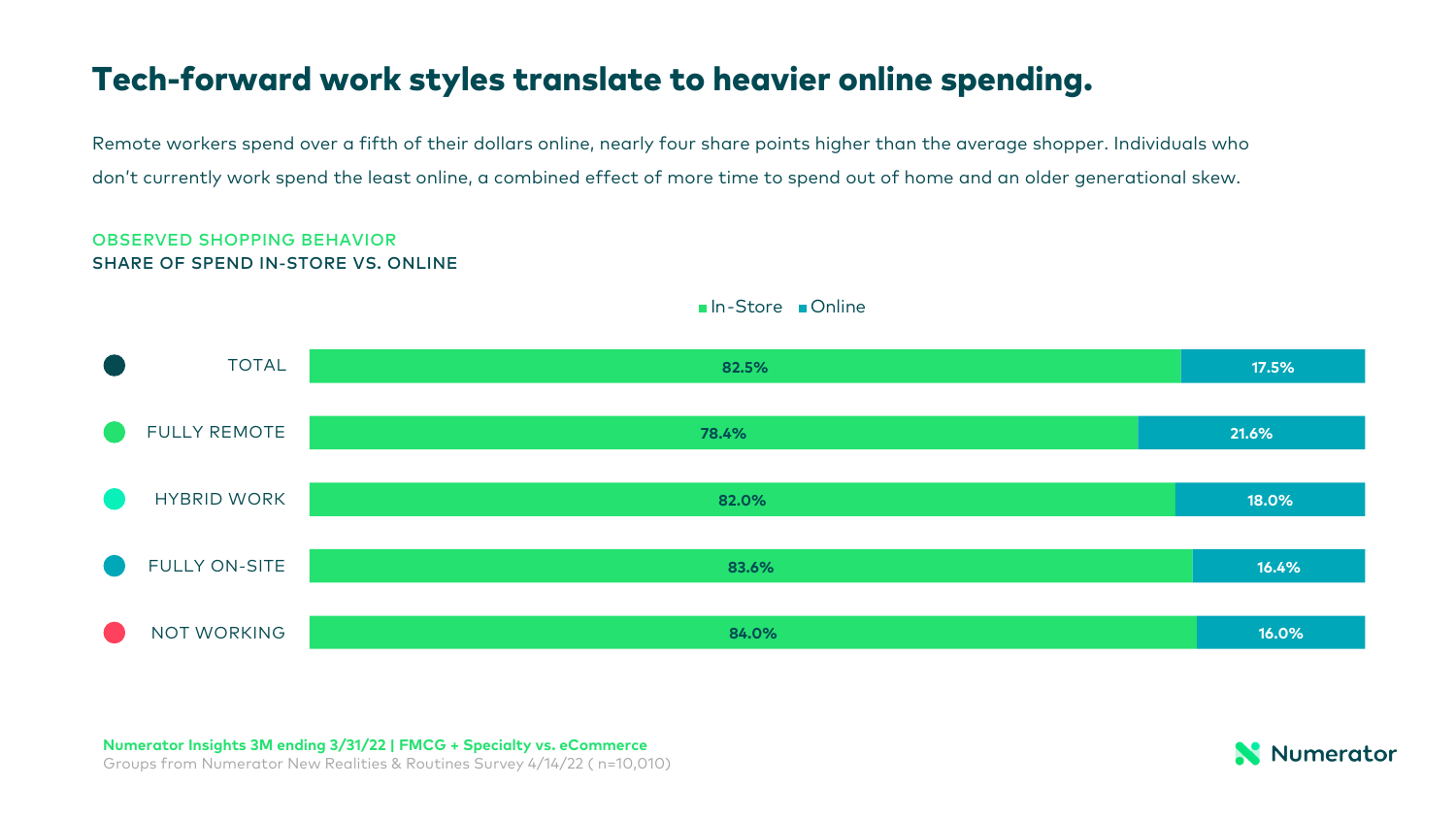# Tech-forward work styles translate to heavier online spending.

Remote workers spend over a fifth of their dollars online, nearly four share points higher than the average shopper. Individuals who don't currently work spend the least online, a combined effect of more time to spend out of home and an older generational skew.

OBSERVED SHOPPING BEHAVIOR

**SHARE OF SPEND IN-STORE VS. ONLINE**

| | In-Store | Online |
|---|---|---|
| TOTAL | 82.5% | 17.5% |
| FULLY REMOTE | 78.4% | 21.6% |
| HYBRID WORK | 82.0% | 18.0% |
| FULLY ON-SITE | 83.6% | 16.4% |
| NOT WORKING | 84.0% | 16.0% |

**Numerator Insights 3M ending 3/31/22 | FMCG + Specialty vs. eCommerce**

Groups from Numerator New Realities & Routines Survey 4/14/22 ( n=10,010)

Numerator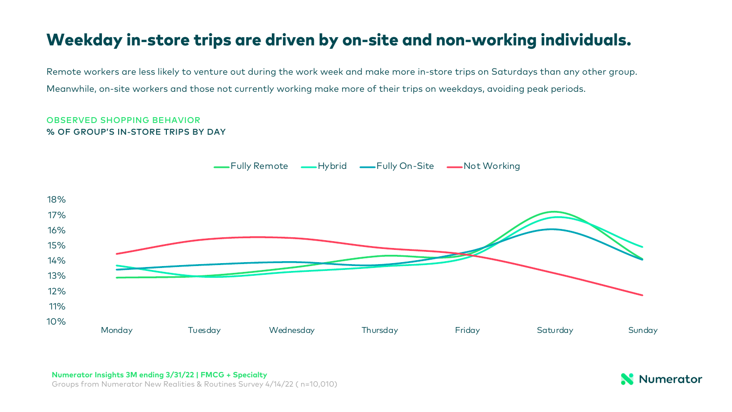# Weekday in-store trips are driven by on-site and non-working individuals.

Remote workers are less likely to venture out during the work week and make more in-store trips on Saturdays than any other group.

Meanwhile, on-site workers and those not currently working make more of their trips on weekdays, avoiding peak periods.

OBSERVED SHOPPING BEHAVIOR

**% OF GROUP'S IN-STORE TRIPS BY DAY**

Fully Remote | Hybrid | Fully On-Site | Not Working

18%
17%
16%
15%
14%
13%
12%
11%
10%

Monday | Tuesday | Wednesday | Thursday | Friday | Saturday | Sunday

**Numerator Insights 3M ending 3/31/22 | FMCG + Specialty**

Groups from Numerator New Realities & Routines Survey 4/14/22 ( n=10,010)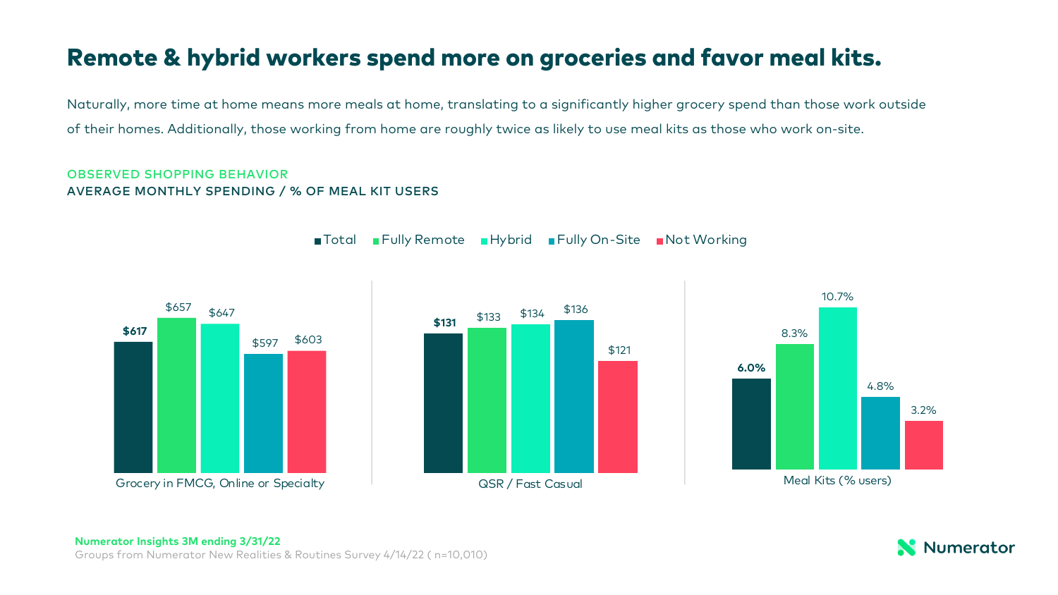# Remote & hybrid workers spend more on groceries and favor meal kits.

Naturally, more time at home means more meals at home, translating to a significantly higher grocery spend than those work outside of their homes. Additionally, those working from home are roughly twice as likely to use meal kits as those who work on-site.

OBSERVED SHOPPING BEHAVIOR

AVERAGE MONTHLY SPENDING / % OF MEAL KIT USERS

| | Total | Fully Remote | Hybrid | Fully On-Site | Not Working |
|---|---|---|---|---|---|
| Grocery in FMCG, Online or Specialty | **$617** | $657 | $647 | $597 | $603 |
| QSR / Fast Casual | **$131** | $133 | $134 | $136 | $121 |
| Meal Kits (% users) | **6.0%** | 8.3% | 10.7% | 4.8% | 3.2% |

**Numerator Insights 3M ending 3/31/22**

Groups from Numerator New Realities & Routines Survey 4/14/22 ( n=10,010)

Numerator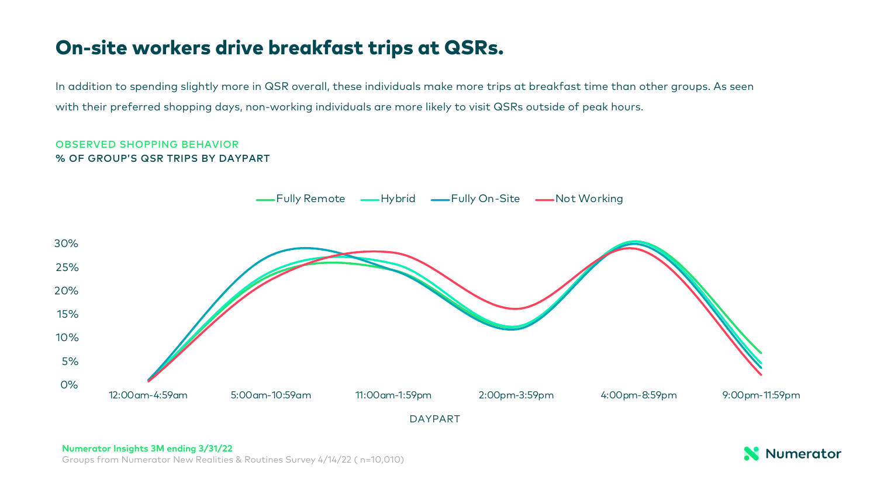# On-site workers drive breakfast trips at QSRs.

In addition to spending slightly more in QSR overall, these individuals make more trips at breakfast time than other groups. As seen with their preferred shopping days, non-working individuals are more likely to visit QSRs outside of peak hours.

OBSERVED SHOPPING BEHAVIOR
**% OF GROUP'S QSR TRIPS BY DAYPART**

Fully Remote | Hybrid | Fully On-Site | Not Working

30% | 25% | 20% | 15% | 10% | 5% | 0%

12:00am-4:59am | 5:00am-10:59am | 11:00am-1:59pm | 2:00pm-3:59pm | 4:00pm-8:59pm | 9:00pm-11:59pm

DAYPART

**Numerator Insights 3M ending 3/31/22**
Groups from Numerator New Realities & Routines Survey 4/14/22 ( n=10,010)

Numerator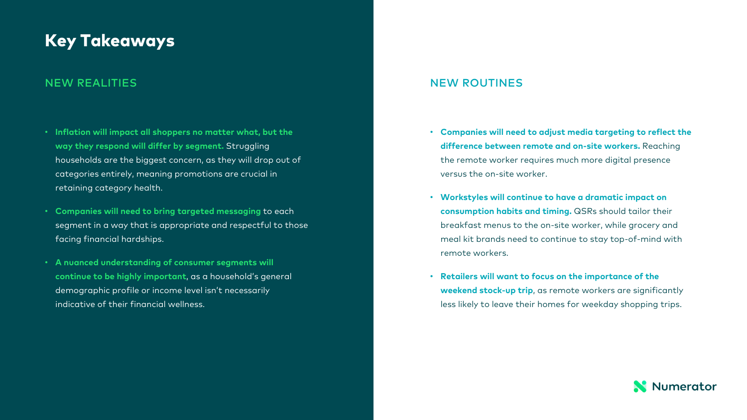# Key Takeaways

## NEW REALITIES

- **Inflation will impact all shoppers no matter what, but the way they respond will differ by segment.** Struggling households are the biggest concern, as they will drop out of categories entirely, meaning promotions are crucial in retaining category health.
- **Companies will need to bring targeted messaging** to each segment in a way that is appropriate and respectful to those facing financial hardships.
- **A nuanced understanding of consumer segments will continue to be highly important**, as a household's general demographic profile or income level isn't necessarily indicative of their financial wellness.

## NEW ROUTINES

- **Companies will need to adjust media targeting to reflect the difference between remote and on-site workers.** Reaching the remote worker requires much more digital presence versus the on-site worker.
- **Workstyles will continue to have a dramatic impact on consumption habits and timing.** QSRs should tailor their breakfast menus to the on-site worker, while grocery and meal kit brands need to continue to stay top-of-mind with remote workers.
- **Retailers will want to focus on the importance of the weekend stock-up trip**, as remote workers are significantly less likely to leave their homes for weekday shopping trips.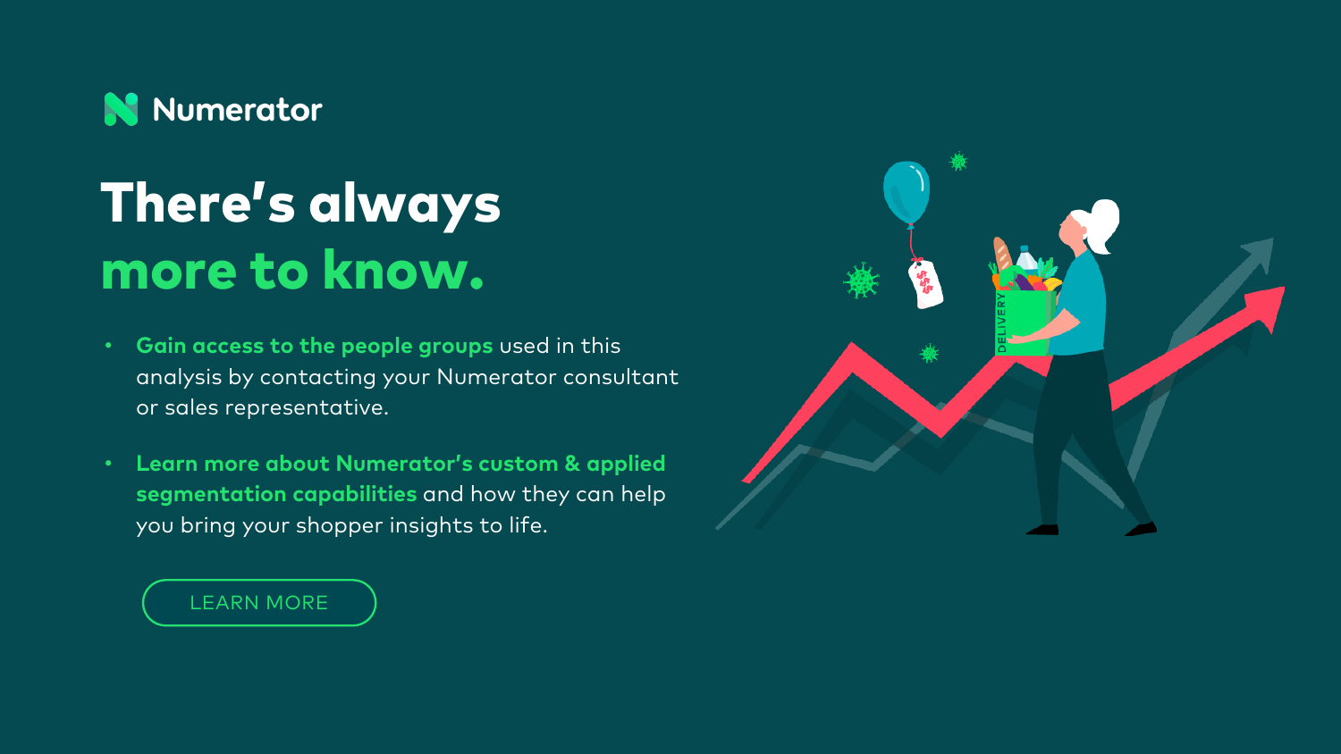Numerator

# There's always more to know.

- **Gain access to the people groups** used in this analysis by contacting your Numerator consultant or sales representative.
- **Learn more about Numerator's custom & applied segmentation capabilities** and how they can help you bring your shopper insights to life.

LEARN MORE